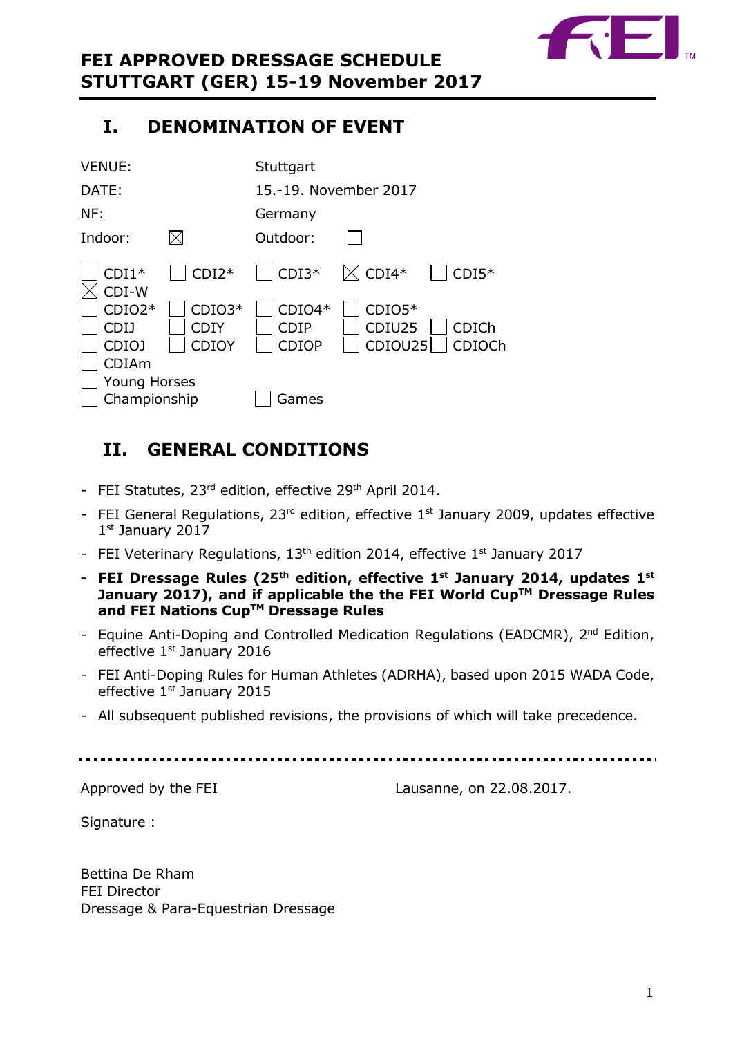# FEI APPROVED DRESSAGE SCHEDULE
# STUTTGART (GER) 15-19 November 2017

## I. DENOMINATION OF EVENT

| | |
|---|---|
| VENUE: | Stuttgart |
| DATE: | 15.-19. November 2017 |
| NF: | Germany |
| Indoor: ☒ | Outdoor: ☐ |

| | | | | |
|---|---|---|---|---|
| ☐ CDI1* | ☐ CDI2* | ☐ CDI3* | ☒ CDI4* | ☐ CDI5* |
| ☒ CDI-W | | | | |
| ☐ CDIO2* | ☐ CDIO3* | ☐ CDIO4* | ☐ CDIO5* | |
| ☐ CDIJ | ☐ CDIY | ☐ CDIP | ☐ CDIU25 | ☐ CDICh |
| ☐ CDIOJ | ☐ CDIOY | ☐ CDIOP | ☐ CDIOU25 | ☐ CDIOCh |
| ☐ CDIAm | | | | |
| ☐ Young Horses Championship | | ☐ Games | | |

## II. GENERAL CONDITIONS

- FEI Statutes, 23rd edition, effective 29th April 2014.
- FEI General Regulations, 23rd edition, effective 1st January 2009, updates effective 1st January 2017
- FEI Veterinary Regulations, 13th edition 2014, effective 1st January 2017
- **FEI Dressage Rules (25th edition, effective 1st January 2014, updates 1st January 2017), and if applicable the the FEI World Cup™ Dressage Rules and FEI Nations Cup™ Dressage Rules**
- Equine Anti-Doping and Controlled Medication Regulations (EADCMR), 2nd Edition, effective 1st January 2016
- FEI Anti-Doping Rules for Human Athletes (ADRHA), based upon 2015 WADA Code, effective 1st January 2015
- All subsequent published revisions, the provisions of which will take precedence.

---

Approved by the FEI     Lausanne, on 22.08.2017.

Signature :

Bettina De Rham
FEI Director
Dressage & Para-Equestrian Dressage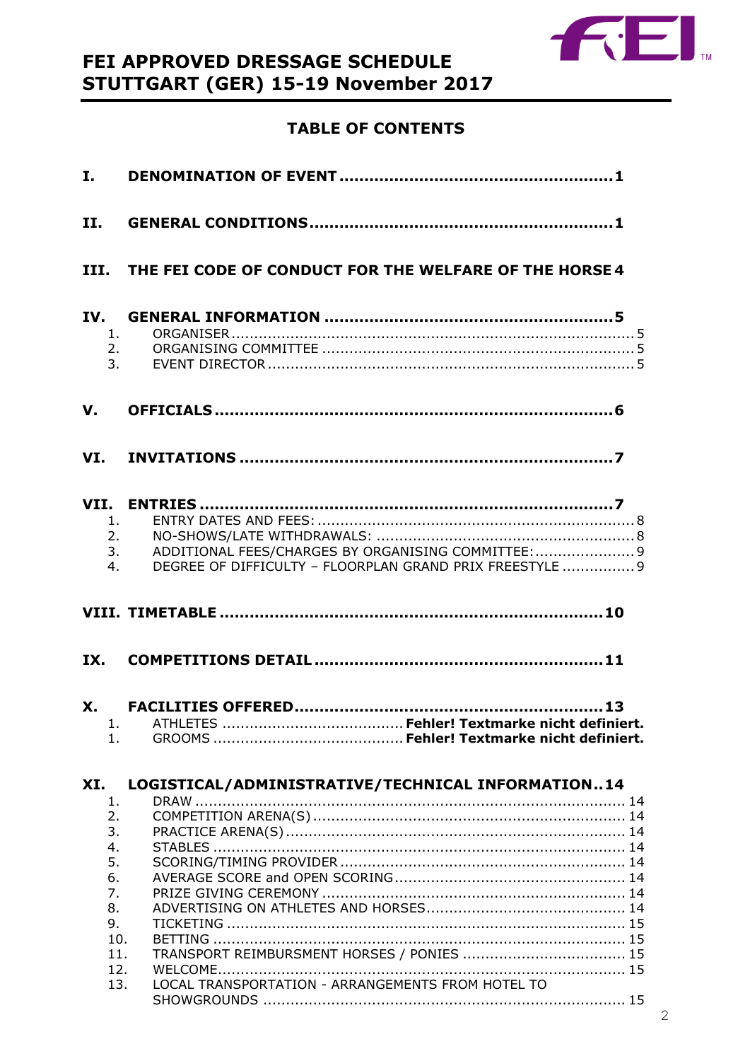**FEI APPROVED DRESSAGE SCHEDULE**
**STUTTGART (GER) 15-19 November 2017**

## TABLE OF CONTENTS

**I. DENOMINATION OF EVENT ..... 1**

**II. GENERAL CONDITIONS ..... 1**

**III. THE FEI CODE OF CONDUCT FOR THE WELFARE OF THE HORSE 4**

**IV. GENERAL INFORMATION ..... 5**

1. ORGANISER ..... 5
2. ORGANISING COMMITTEE ..... 5
3. EVENT DIRECTOR ..... 5

**V. OFFICIALS ..... 6**

**VI. INVITATIONS ..... 7**

**VII. ENTRIES ..... 7**

1. ENTRY DATES AND FEES: ..... 8
2. NO-SHOWS/LATE WITHDRAWALS: ..... 8
3. ADDITIONAL FEES/CHARGES BY ORGANISING COMMITTEE: ..... 9
4. DEGREE OF DIFFICULTY – FLOORPLAN GRAND PRIX FREESTYLE ..... 9

**VIII. TIMETABLE ..... 10**

**IX. COMPETITIONS DETAIL ..... 11**

**X. FACILITIES OFFERED ..... 13**

1. ATHLETES ..... **Fehler! Textmarke nicht definiert.**
1. GROOMS ..... **Fehler! Textmarke nicht definiert.**

**XI. LOGISTICAL/ADMINISTRATIVE/TECHNICAL INFORMATION..14**

1. DRAW ..... 14
2. COMPETITION ARENA(S) ..... 14
3. PRACTICE ARENA(S) ..... 14
4. STABLES ..... 14
5. SCORING/TIMING PROVIDER ..... 14
6. AVERAGE SCORE and OPEN SCORING ..... 14
7. PRIZE GIVING CEREMONY ..... 14
8. ADVERTISING ON ATHLETES AND HORSES ..... 14
9. TICKETING ..... 15
10. BETTING ..... 15
11. TRANSPORT REIMBURSMENT HORSES / PONIES ..... 15
12. WELCOME ..... 15
13. LOCAL TRANSPORTATION - ARRANGEMENTS FROM HOTEL TO SHOWGROUNDS ..... 15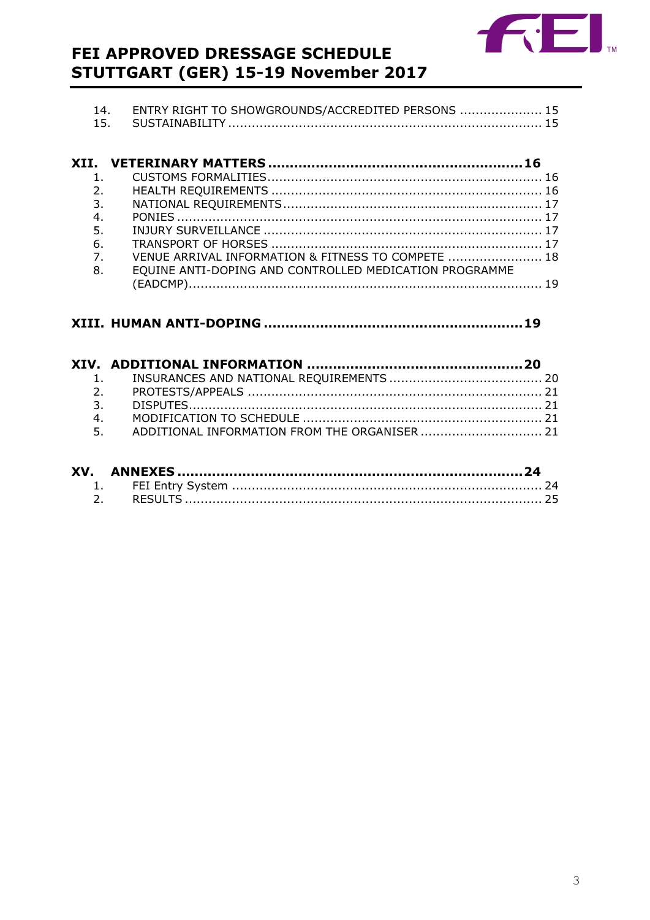14. ENTRY RIGHT TO SHOWGROUNDS/ACCREDITED PERSONS ..................... 15
15. SUSTAINABILITY ................................................................................ 15

**XII. VETERINARY MATTERS ........................................................ 16**

1. CUSTOMS FORMALITIES ...................................................................... 16
2. HEALTH REQUIREMENTS ..................................................................... 16
3. NATIONAL REQUIREMENTS .................................................................. 17
4. PONIES ............................................................................................. 17
5. INJURY SURVEILLANCE ...................................................................... 17
6. TRANSPORT OF HORSES ..................................................................... 17
7. VENUE ARRIVAL INFORMATION & FITNESS TO COMPETE ........................ 18
8. EQUINE ANTI-DOPING AND CONTROLLED MEDICATION PROGRAMME (EADCMP) ............................................................................................ 19

**XIII. HUMAN ANTI-DOPING ........................................................ 19**

**XIV. ADDITIONAL INFORMATION ................................................ 20**

1. INSURANCES AND NATIONAL REQUIREMENTS ....................................... 20
2. PROTESTS/APPEALS ........................................................................... 21
3. DISPUTES .......................................................................................... 21
4. MODIFICATION TO SCHEDULE ............................................................ 21
5. ADDITIONAL INFORMATION FROM THE ORGANISER ............................... 21

**XV. ANNEXES ............................................................................ 24**

1. FEI Entry System ................................................................................ 24
2. RESULTS ........................................................................................... 25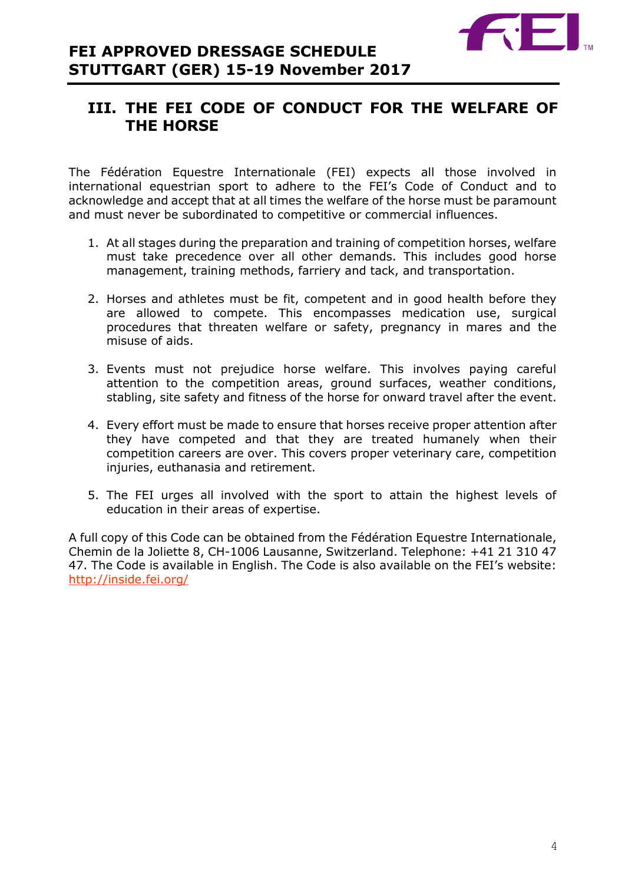## III. THE FEI CODE OF CONDUCT FOR THE WELFARE OF THE HORSE

The Fédération Equestre Internationale (FEI) expects all those involved in international equestrian sport to adhere to the FEI's Code of Conduct and to acknowledge and accept that at all times the welfare of the horse must be paramount and must never be subordinated to competitive or commercial influences.

1. At all stages during the preparation and training of competition horses, welfare must take precedence over all other demands. This includes good horse management, training methods, farriery and tack, and transportation.

2. Horses and athletes must be fit, competent and in good health before they are allowed to compete. This encompasses medication use, surgical procedures that threaten welfare or safety, pregnancy in mares and the misuse of aids.

3. Events must not prejudice horse welfare. This involves paying careful attention to the competition areas, ground surfaces, weather conditions, stabling, site safety and fitness of the horse for onward travel after the event.

4. Every effort must be made to ensure that horses receive proper attention after they have competed and that they are treated humanely when their competition careers are over. This covers proper veterinary care, competition injuries, euthanasia and retirement.

5. The FEI urges all involved with the sport to attain the highest levels of education in their areas of expertise.

A full copy of this Code can be obtained from the Fédération Equestre Internationale, Chemin de la Joliette 8, CH-1006 Lausanne, Switzerland. Telephone: +41 21 310 47 47. The Code is available in English. The Code is also available on the FEI's website: http://inside.fei.org/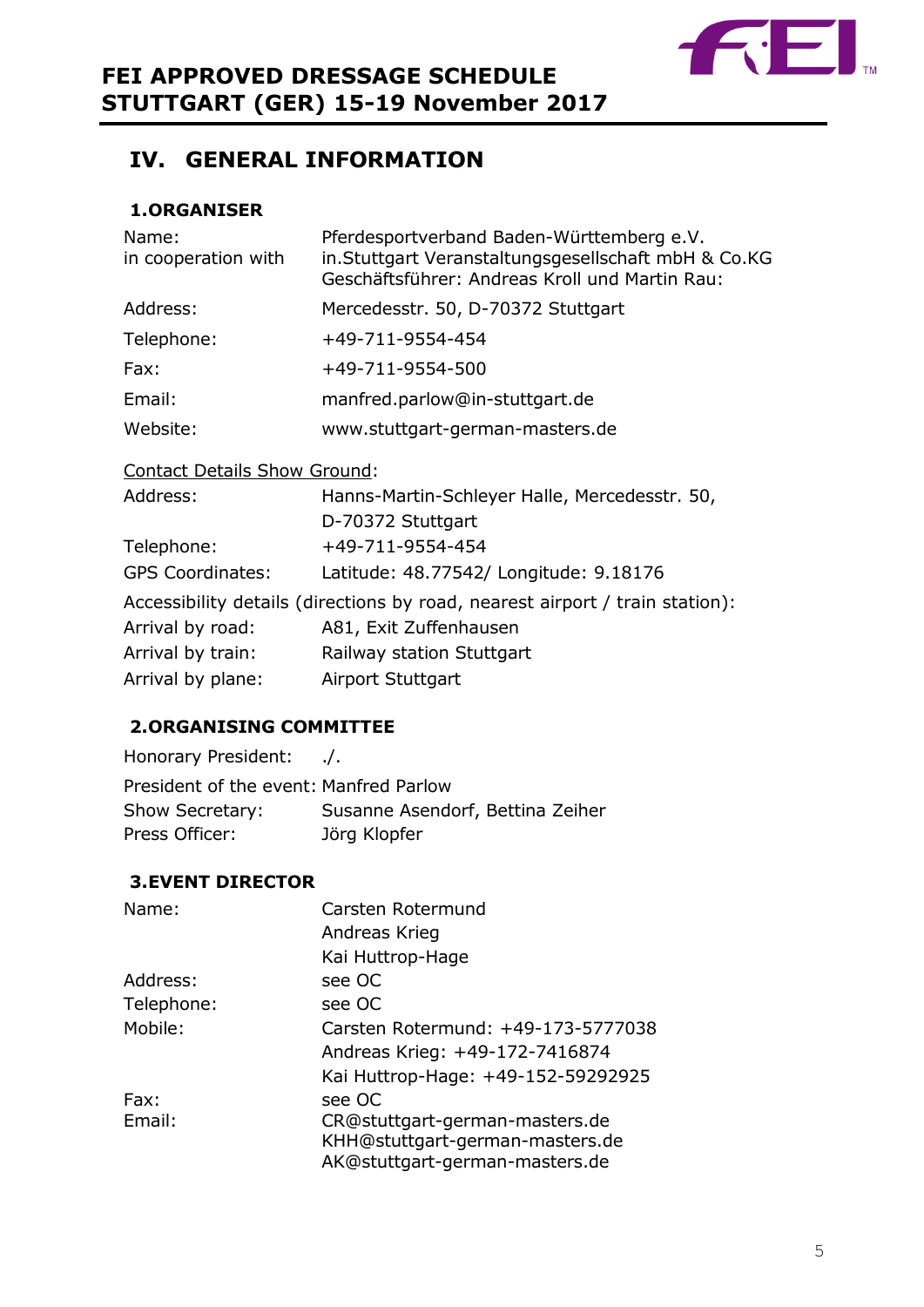## IV. GENERAL INFORMATION

### 1. ORGANISER

| | |
|---|---|
| Name: | Pferdesportverband Baden-Württemberg e.V. |
| in cooperation with | in.Stuttgart Veranstaltungsgesellschaft mbH & Co.KG Geschäftsführer: Andreas Kroll und Martin Rau: |
| Address: | Mercedesstr. 50, D-70372 Stuttgart |
| Telephone: | +49-711-9554-454 |
| Fax: | +49-711-9554-500 |
| Email: | manfred.parlow@in-stuttgart.de |
| Website: | www.stuttgart-german-masters.de |

<u>Contact Details Show Ground</u>:

| | |
|---|---|
| Address: | Hanns-Martin-Schleyer Halle, Mercedesstr. 50, D-70372 Stuttgart |
| Telephone: | +49-711-9554-454 |
| GPS Coordinates: | Latitude: 48.77542/ Longitude: 9.18176 |

Accessibility details (directions by road, nearest airport / train station):

| | |
|---|---|
| Arrival by road: | A81, Exit Zuffenhausen |
| Arrival by train: | Railway station Stuttgart |
| Arrival by plane: | Airport Stuttgart |

### 2. ORGANISING COMMITTEE

| | |
|---|---|
| Honorary President: | ./. |
| President of the event: | Manfred Parlow |
| Show Secretary: | Susanne Asendorf, Bettina Zeiher |
| Press Officer: | Jörg Klopfer |

### 3. EVENT DIRECTOR

| | |
|---|---|
| Name: | Carsten Rotermund<br>Andreas Krieg<br>Kai Huttrop-Hage |
| Address: | see OC |
| Telephone: | see OC |
| Mobile: | Carsten Rotermund: +49-173-5777038<br>Andreas Krieg: +49-172-7416874<br>Kai Huttrop-Hage: +49-152-59292925 |
| Fax: | see OC |
| Email: | CR@stuttgart-german-masters.de<br>KHH@stuttgart-german-masters.de<br>AK@stuttgart-german-masters.de |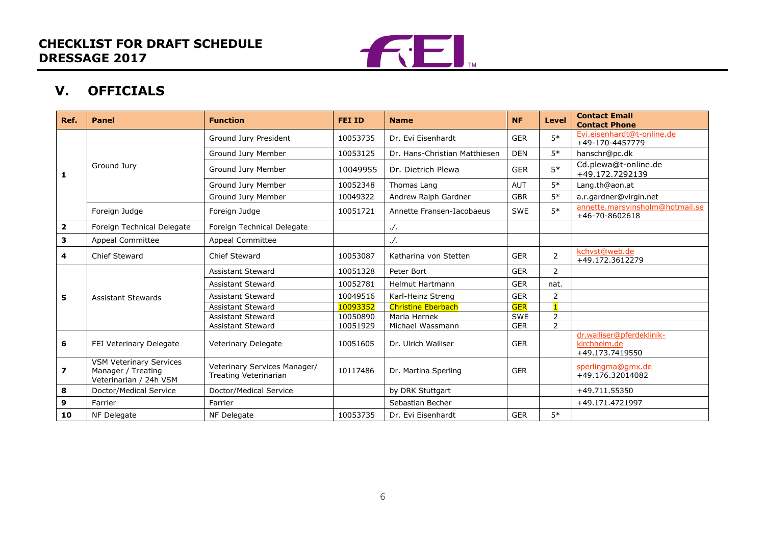**CHECKLIST FOR DRAFT SCHEDULE DRESSAGE 2017**

## V. OFFICIALS

| Ref. | Panel | Function | FEI ID | Name | NF | Level | Contact Email Contact Phone |
|---|---|---|---|---|---|---|---|
| 1 | Ground Jury | Ground Jury President | 10053735 | Dr. Evi Eisenhardt | GER | 5* | Evi.eisenhardt@t-online.de +49-170-4457779 |
| | | Ground Jury Member | 10053125 | Dr. Hans-Christian Matthiesen | DEN | 5* | hanschr@pc.dk |
| | | Ground Jury Member | 10049955 | Dr. Dietrich Plewa | GER | 5* | Cd.plewa@t-online.de +49.172.7292139 |
| | | Ground Jury Member | 10052348 | Thomas Lang | AUT | 5* | Lang.th@aon.at |
| | | Ground Jury Member | 10049322 | Andrew Ralph Gardner | GBR | 5* | a.r.gardner@virgin.net |
| | Foreign Judge | Foreign Judge | 10051721 | Annette Fransen-Iacobaeus | SWE | 5* | annette.marsvinsholm@hotmail.se +46-70-8602618 |
| 2 | Foreign Technical Delegate | Foreign Technical Delegate | | ./. | | | |
| 3 | Appeal Committee | Appeal Committee | | ./. | | | |
| 4 | Chief Steward | Chief Steward | 10053087 | Katharina von Stetten | GER | 2 | kchvst@web.de +49.172.3612279 |
| 5 | Assistant Stewards | Assistant Steward | 10051328 | Peter Bort | GER | 2 | |
| | | Assistant Steward | 10052781 | Helmut Hartmann | GER | nat. | |
| | | Assistant Steward | 10049516 | Karl-Heinz Streng | GER | 2 | |
| | | Assistant Steward | 10093352 | Christine Eberbach | GER | 1 | |
| | | Assistant Steward | 10050890 | Maria Hernek | SWE | 2 | |
| | | Assistant Steward | 10051929 | Michael Wassmann | GER | 2 | |
| 6 | FEI Veterinary Delegate | Veterinary Delegate | 10051605 | Dr. Ulrich Walliser | GER | | dr.walliser@pferdeklinik-kirchheim.de +49.173.7419550 |
| 7 | VSM Veterinary Services Manager / Treating Veterinarian / 24h VSM | Veterinary Services Manager/ Treating Veterinarian | 10117486 | Dr. Martina Sperling | GER | | sperlingma@gmx.de +49.176.32014082 |
| 8 | Doctor/Medical Service | Doctor/Medical Service | | by DRK Stuttgart | | | +49.711.55350 |
| 9 | Farrier | Farrier | | Sebastian Becher | | | +49.171.4721997 |
| 10 | NF Delegate | NF Delegate | 10053735 | Dr. Evi Eisenhardt | GER | 5* | |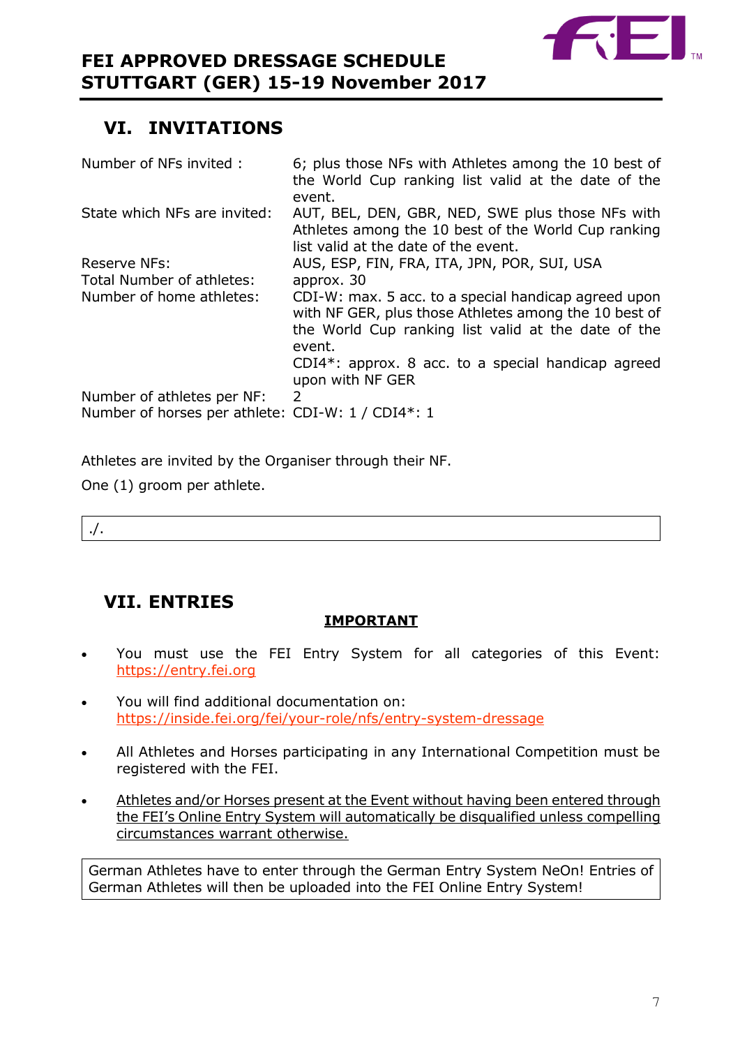## VI. INVITATIONS

| | |
|---|---|
| Number of NFs invited : | 6; plus those NFs with Athletes among the 10 best of the World Cup ranking list valid at the date of the event. |
| State which NFs are invited: | AUT, BEL, DEN, GBR, NED, SWE plus those NFs with Athletes among the 10 best of the World Cup ranking list valid at the date of the event. |
| Reserve NFs: | AUS, ESP, FIN, FRA, ITA, JPN, POR, SUI, USA |
| Total Number of athletes: | approx. 30 |
| Number of home athletes: | CDI-W: max. 5 acc. to a special handicap agreed upon with NF GER, plus those Athletes among the 10 best of the World Cup ranking list valid at the date of the event.<br>CDI4*: approx. 8 acc. to a special handicap agreed upon with NF GER |
| Number of athletes per NF: | 2 |
| Number of horses per athlete: | CDI-W: 1 / CDI4*: 1 |

Athletes are invited by the Organiser through their NF.

One (1) groom per athlete.

./.

## VII. ENTRIES

**IMPORTANT**

- You must use the FEI Entry System for all categories of this Event: https://entry.fei.org
- You will find additional documentation on: https://inside.fei.org/fei/your-role/nfs/entry-system-dressage
- All Athletes and Horses participating in any International Competition must be registered with the FEI.
- Athletes and/or Horses present at the Event without having been entered through the FEI's Online Entry System will automatically be disqualified unless compelling circumstances warrant otherwise.

German Athletes have to enter through the German Entry System NeOn! Entries of German Athletes will then be uploaded into the FEI Online Entry System!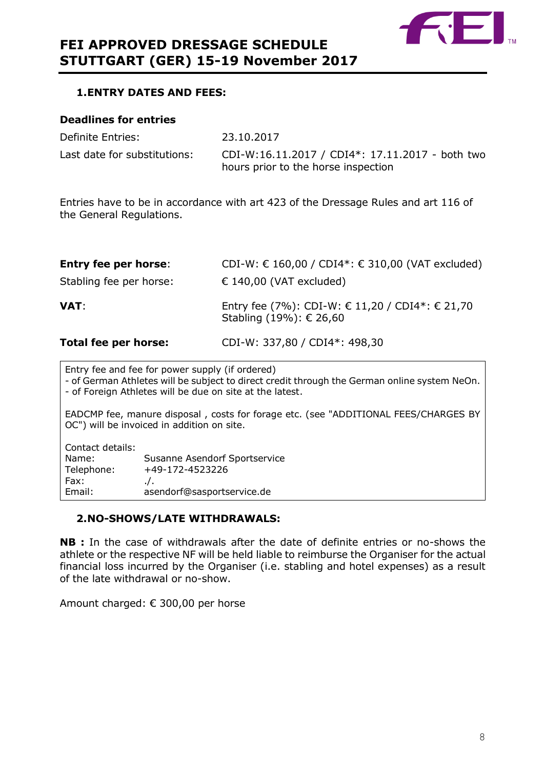# FEI APPROVED DRESSAGE SCHEDULE STUTTGART (GER) 15-19 November 2017

## 1. ENTRY DATES AND FEES:

### Deadlines for entries

| | |
|---|---|
| Definite Entries: | 23.10.2017 |
| Last date for substitutions: | CDI-W:16.11.2017 / CDI4*: 17.11.2017 - both two hours prior to the horse inspection |

Entries have to be in accordance with art 423 of the Dressage Rules and art 116 of the General Regulations.

| | |
|---|---|
| **Entry fee per horse**: | CDI-W: € 160,00 / CDI4*: € 310,00 (VAT excluded) |
| Stabling fee per horse: | € 140,00 (VAT excluded) |
| **VAT**: | Entry fee (7%): CDI-W: € 11,20 / CDI4*: € 21,70<br>Stabling (19%): € 26,60 |
| **Total fee per horse:** | CDI-W: 337,80 / CDI4*: 498,30 |

Entry fee and fee for power supply (if ordered)
- of German Athletes will be subject to direct credit through the German online system NeOn.
- of Foreign Athletes will be due on site at the latest.

EADCMP fee, manure disposal , costs for forage etc. (see "ADDITIONAL FEES/CHARGES BY OC") will be invoiced in addition on site.

Contact details:

| | |
|---|---|
| Name: | Susanne Asendorf Sportservice |
| Telephone: | +49-172-4523226 |
| Fax: | ./. |
| Email: | asendorf@sasportservice.de |

## 2. NO-SHOWS/LATE WITHDRAWALS:

**NB :** In the case of withdrawals after the date of definite entries or no-shows the athlete or the respective NF will be held liable to reimburse the Organiser for the actual financial loss incurred by the Organiser (i.e. stabling and hotel expenses) as a result of the late withdrawal or no-show.

Amount charged: € 300,00 per horse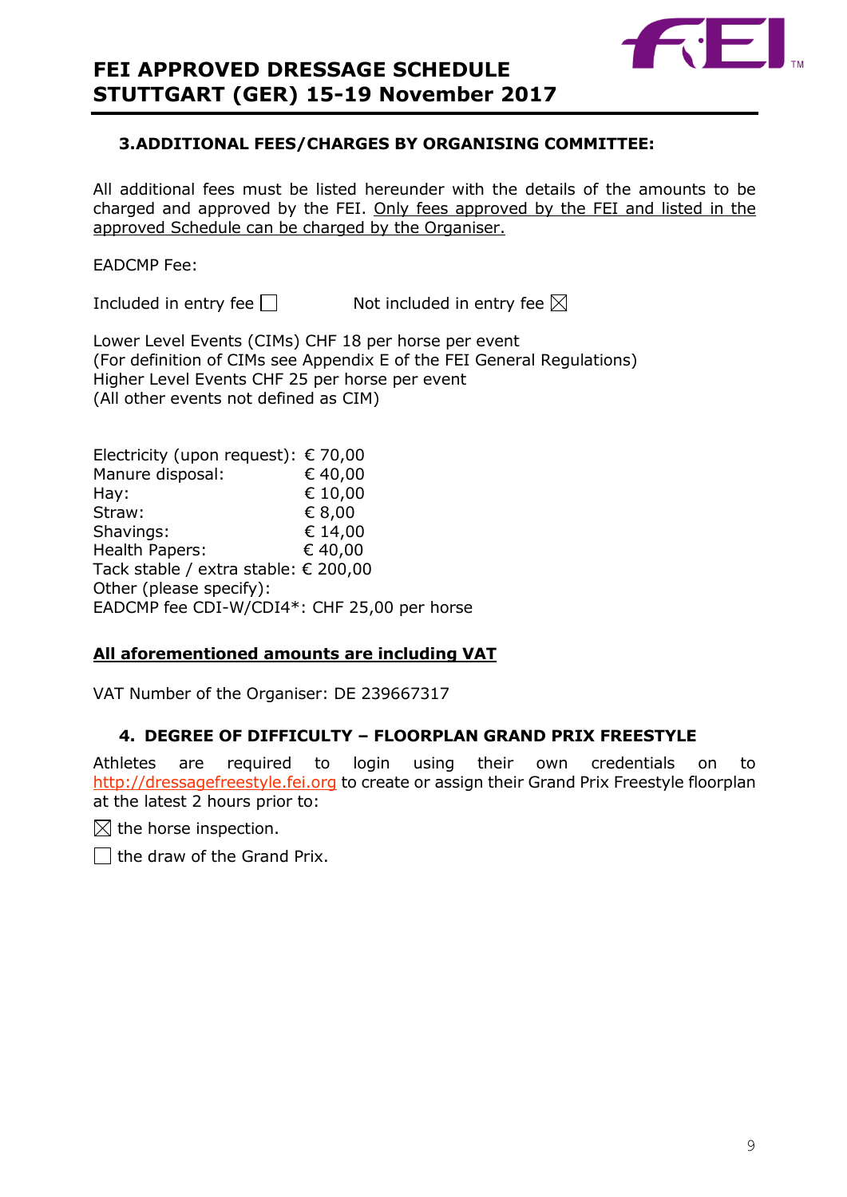### 3. ADDITIONAL FEES/CHARGES BY ORGANISING COMMITTEE:

All additional fees must be listed hereunder with the details of the amounts to be charged and approved by the FEI. Only fees approved by the FEI and listed in the approved Schedule can be charged by the Organiser.

EADCMP Fee:

Included in entry fee ☐ Not included in entry fee ☒

Lower Level Events (CIMs) CHF 18 per horse per event
(For definition of CIMs see Appendix E of the FEI General Regulations)
Higher Level Events CHF 25 per horse per event
(All other events not defined as CIM)

Electricity (upon request): € 70,00
Manure disposal: € 40,00
Hay: € 10,00
Straw: € 8,00
Shavings: € 14,00
Health Papers: € 40,00
Tack stable / extra stable: € 200,00
Other (please specify):
EADCMP fee CDI-W/CDI4*: CHF 25,00 per horse

**All aforementioned amounts are including VAT**

VAT Number of the Organiser: DE 239667317

### 4. DEGREE OF DIFFICULTY – FLOORPLAN GRAND PRIX FREESTYLE

Athletes are required to login using their own credentials on to http://dressagefreestyle.fei.org to create or assign their Grand Prix Freestyle floorplan at the latest 2 hours prior to:

☒ the horse inspection.

☐ the draw of the Grand Prix.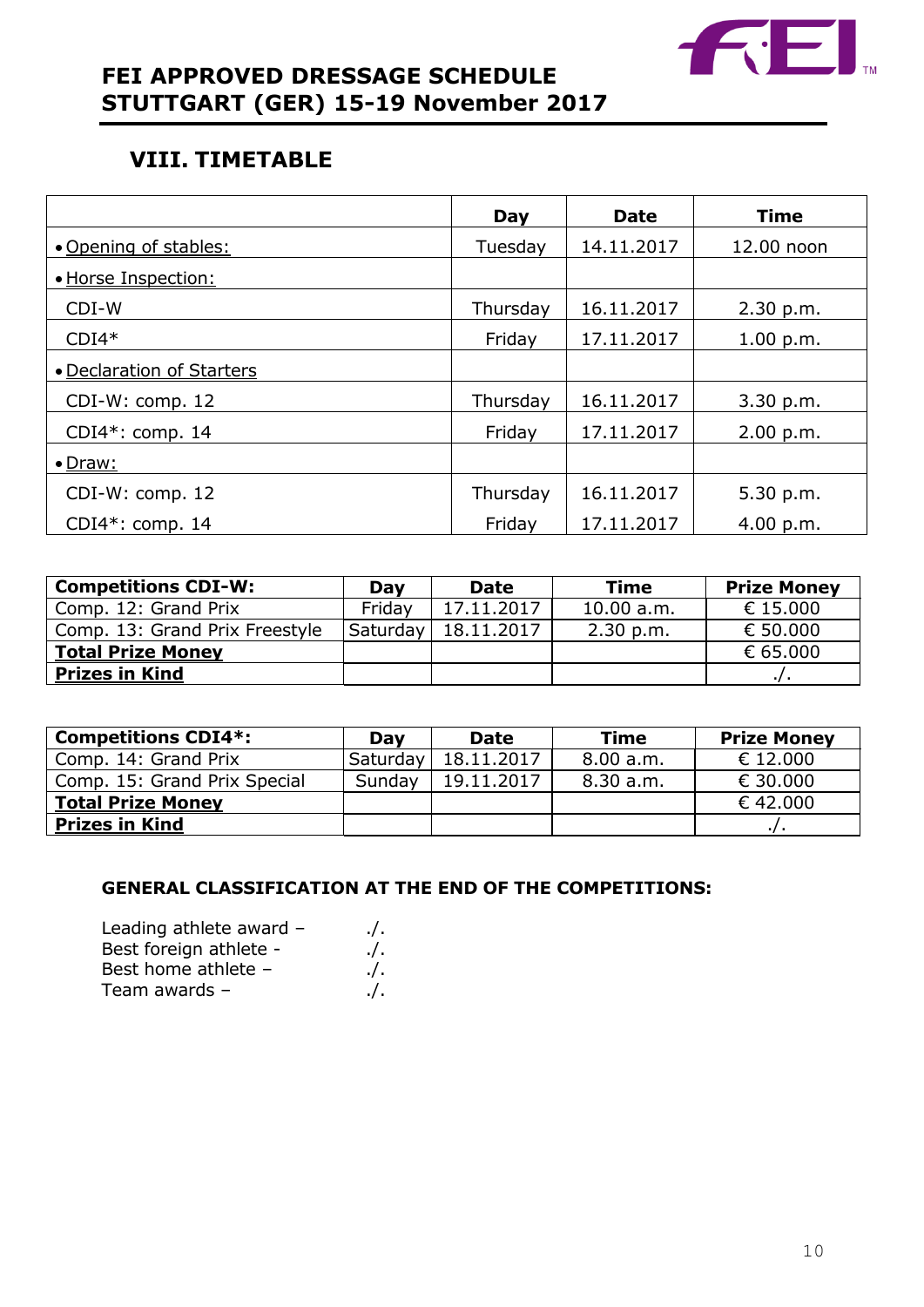# FEI APPROVED DRESSAGE SCHEDULE
# STUTTGART (GER) 15-19 November 2017

## VIII. TIMETABLE

| | Day | Date | Time |
|---|---|---|---|
| • Opening of stables: | Tuesday | 14.11.2017 | 12.00 noon |
| • Horse Inspection: | | | |
| CDI-W | Thursday | 16.11.2017 | 2.30 p.m. |
| CDI4* | Friday | 17.11.2017 | 1.00 p.m. |
| • Declaration of Starters | | | |
| CDI-W: comp. 12 | Thursday | 16.11.2017 | 3.30 p.m. |
| CDI4*: comp. 14 | Friday | 17.11.2017 | 2.00 p.m. |
| • Draw: | | | |
| CDI-W: comp. 12 | Thursday | 16.11.2017 | 5.30 p.m. |
| CDI4*: comp. 14 | Friday | 17.11.2017 | 4.00 p.m. |

| **Competitions CDI-W:** | **Day** | **Date** | **Time** | **Prize Money** |
|---|---|---|---|---|
| Comp. 12: Grand Prix | Friday | 17.11.2017 | 10.00 a.m. | € 15.000 |
| Comp. 13: Grand Prix Freestyle | Saturday | 18.11.2017 | 2.30 p.m. | € 50.000 |
| **Total Prize Money** | | | | € 65.000 |
| **Prizes in Kind** | | | | ./. |

| **Competitions CDI4*:** | **Day** | **Date** | **Time** | **Prize Money** |
|---|---|---|---|---|
| Comp. 14: Grand Prix | Saturday | 18.11.2017 | 8.00 a.m. | € 12.000 |
| Comp. 15: Grand Prix Special | Sunday | 19.11.2017 | 8.30 a.m. | € 30.000 |
| **Total Prize Money** | | | | € 42.000 |
| **Prizes in Kind** | | | | ./. |

**GENERAL CLASSIFICATION AT THE END OF THE COMPETITIONS:**

Leading athlete award – ./.
Best foreign athlete - ./.
Best home athlete – ./.
Team awards – ./.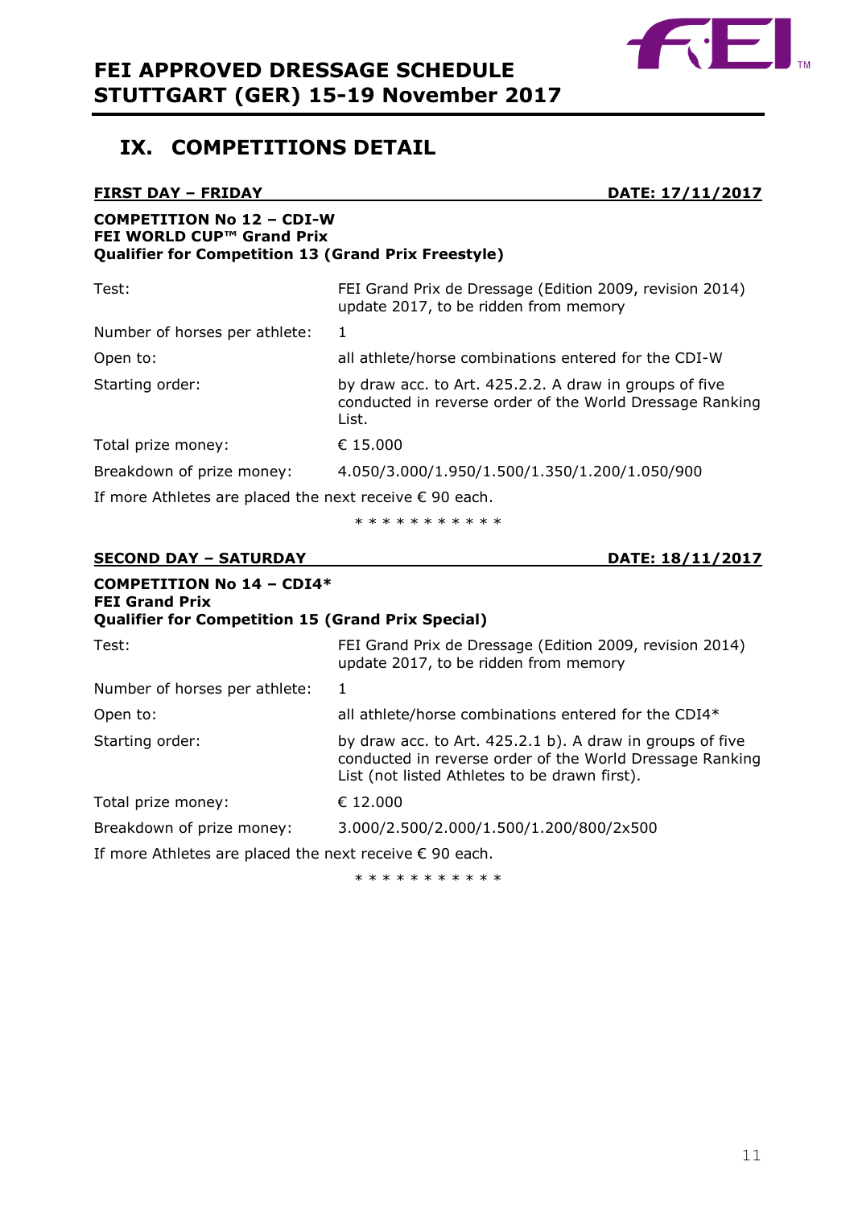# IX. COMPETITIONS DETAIL

**FIRST DAY – FRIDAY** **DATE: 17/11/2017**

**COMPETITION No 12 – CDI-W**
**FEI WORLD CUP™ Grand Prix**
**Qualifier for Competition 13 (Grand Prix Freestyle)**

| | |
|---|---|
| Test: | FEI Grand Prix de Dressage (Edition 2009, revision 2014) update 2017, to be ridden from memory |
| Number of horses per athlete: | 1 |
| Open to: | all athlete/horse combinations entered for the CDI-W |
| Starting order: | by draw acc. to Art. 425.2.2. A draw in groups of five conducted in reverse order of the World Dressage Ranking List. |
| Total prize money: | € 15.000 |
| Breakdown of prize money: | 4.050/3.000/1.950/1.500/1.350/1.200/1.050/900 |

If more Athletes are placed the next receive € 90 each.

* * * * * * * * * * *

**SECOND DAY – SATURDAY** **DATE: 18/11/2017**

**COMPETITION No 14 – CDI4***
**FEI Grand Prix**
**Qualifier for Competition 15 (Grand Prix Special)**

| | |
|---|---|
| Test: | FEI Grand Prix de Dressage (Edition 2009, revision 2014) update 2017, to be ridden from memory |
| Number of horses per athlete: | 1 |
| Open to: | all athlete/horse combinations entered for the CDI4* |
| Starting order: | by draw acc. to Art. 425.2.1 b). A draw in groups of five conducted in reverse order of the World Dressage Ranking List (not listed Athletes to be drawn first). |
| Total prize money: | € 12.000 |
| Breakdown of prize money: | 3.000/2.500/2.000/1.500/1.200/800/2x500 |

If more Athletes are placed the next receive € 90 each.

* * * * * * * * * * *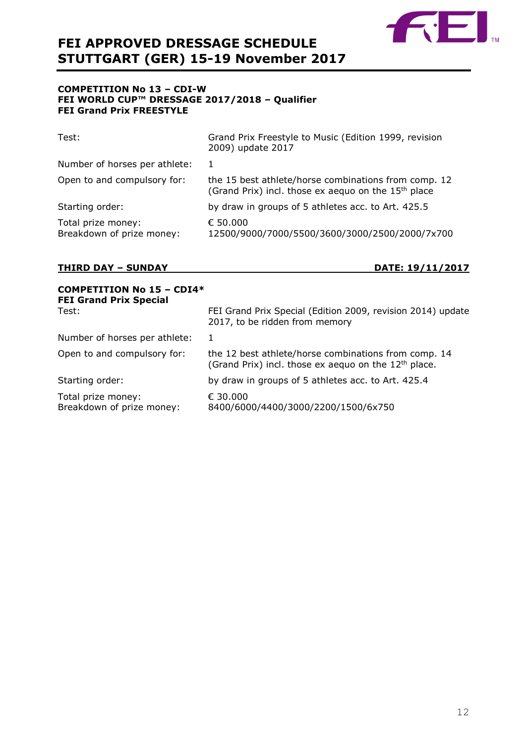# FEI APPROVED DRESSAGE SCHEDULE STUTTGART (GER) 15-19 November 2017

**COMPETITION No 13 – CDI-W**
**FEI WORLD CUP™ DRESSAGE 2017/2018 – Qualifier**
**FEI Grand Prix FREESTYLE**

| | |
|---|---|
| Test: | Grand Prix Freestyle to Music (Edition 1999, revision 2009) update 2017 |
| Number of horses per athlete: | 1 |
| Open to and compulsory for: | the 15 best athlete/horse combinations from comp. 12 (Grand Prix) incl. those ex aequo on the 15th place |
| Starting order: | by draw in groups of 5 athletes acc. to Art. 425.5 |
| Total prize money: | € 50.000 |
| Breakdown of prize money: | 12500/9000/7000/5500/3600/3000/2500/2000/7x700 |

**THIRD DAY – SUNDAY** **DATE: 19/11/2017**

**COMPETITION No 15 – CDI4***
**FEI Grand Prix Special**

| | |
|---|---|
| Test: | FEI Grand Prix Special (Edition 2009, revision 2014) update 2017, to be ridden from memory |
| Number of horses per athlete: | 1 |
| Open to and compulsory for: | the 12 best athlete/horse combinations from comp. 14 (Grand Prix) incl. those ex aequo on the 12th place. |
| Starting order: | by draw in groups of 5 athletes acc. to Art. 425.4 |
| Total prize money: | € 30.000 |
| Breakdown of prize money: | 8400/6000/4400/3000/2200/1500/6x750 |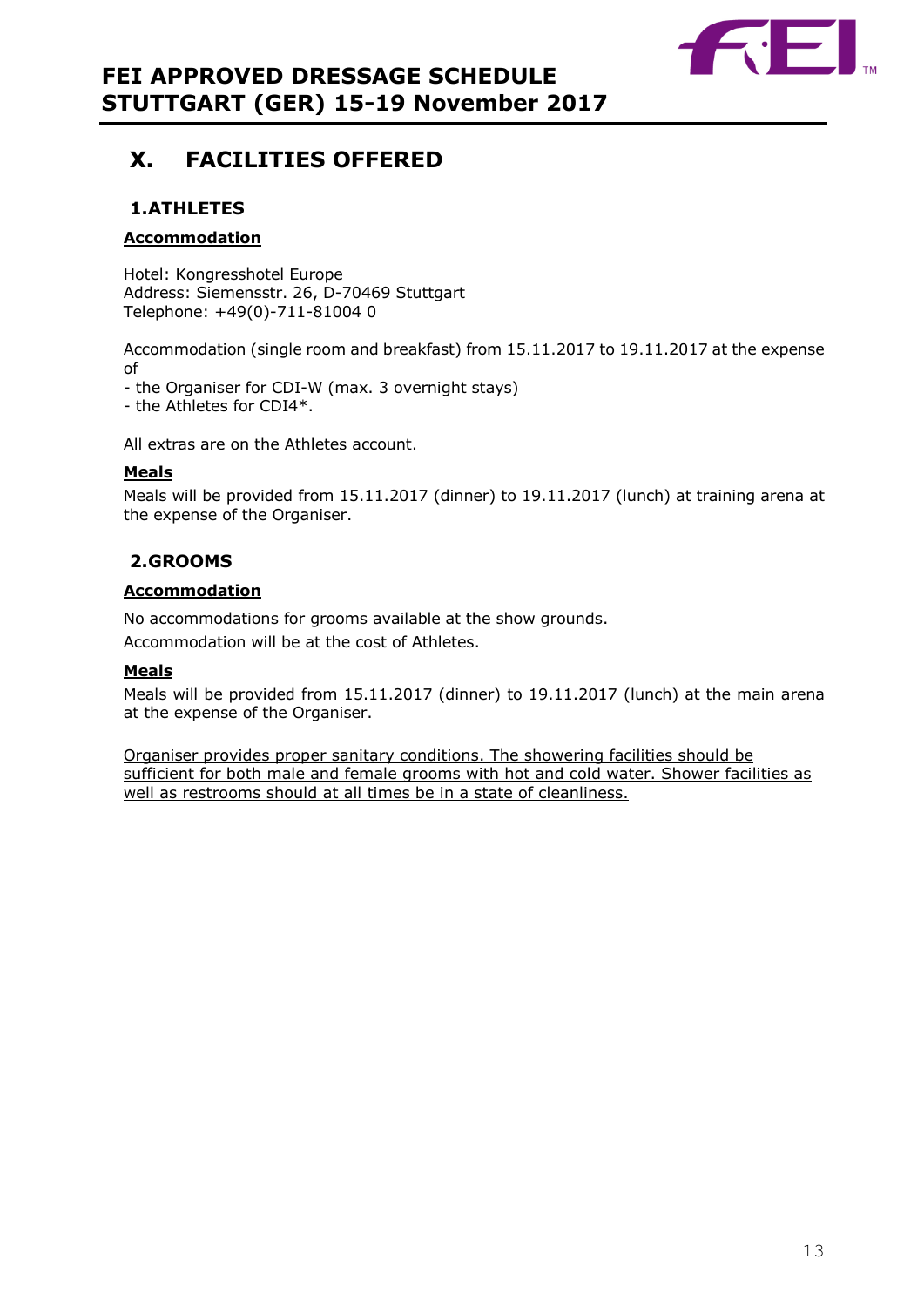# X. FACILITIES OFFERED

## 1. ATHLETES

**Accommodation**

Hotel: Kongresshotel Europe
Address: Siemensstr. 26, D-70469 Stuttgart
Telephone: +49(0)-711-81004 0

Accommodation (single room and breakfast) from 15.11.2017 to 19.11.2017 at the expense of

- the Organiser for CDI-W (max. 3 overnight stays)
- the Athletes for CDI4*.

All extras are on the Athletes account.

**Meals**

Meals will be provided from 15.11.2017 (dinner) to 19.11.2017 (lunch) at training arena at the expense of the Organiser.

## 2. GROOMS

**Accommodation**

No accommodations for grooms available at the show grounds.

Accommodation will be at the cost of Athletes.

**Meals**

Meals will be provided from 15.11.2017 (dinner) to 19.11.2017 (lunch) at the main arena at the expense of the Organiser.

Organiser provides proper sanitary conditions. The showering facilities should be sufficient for both male and female grooms with hot and cold water. Shower facilities as well as restrooms should at all times be in a state of cleanliness.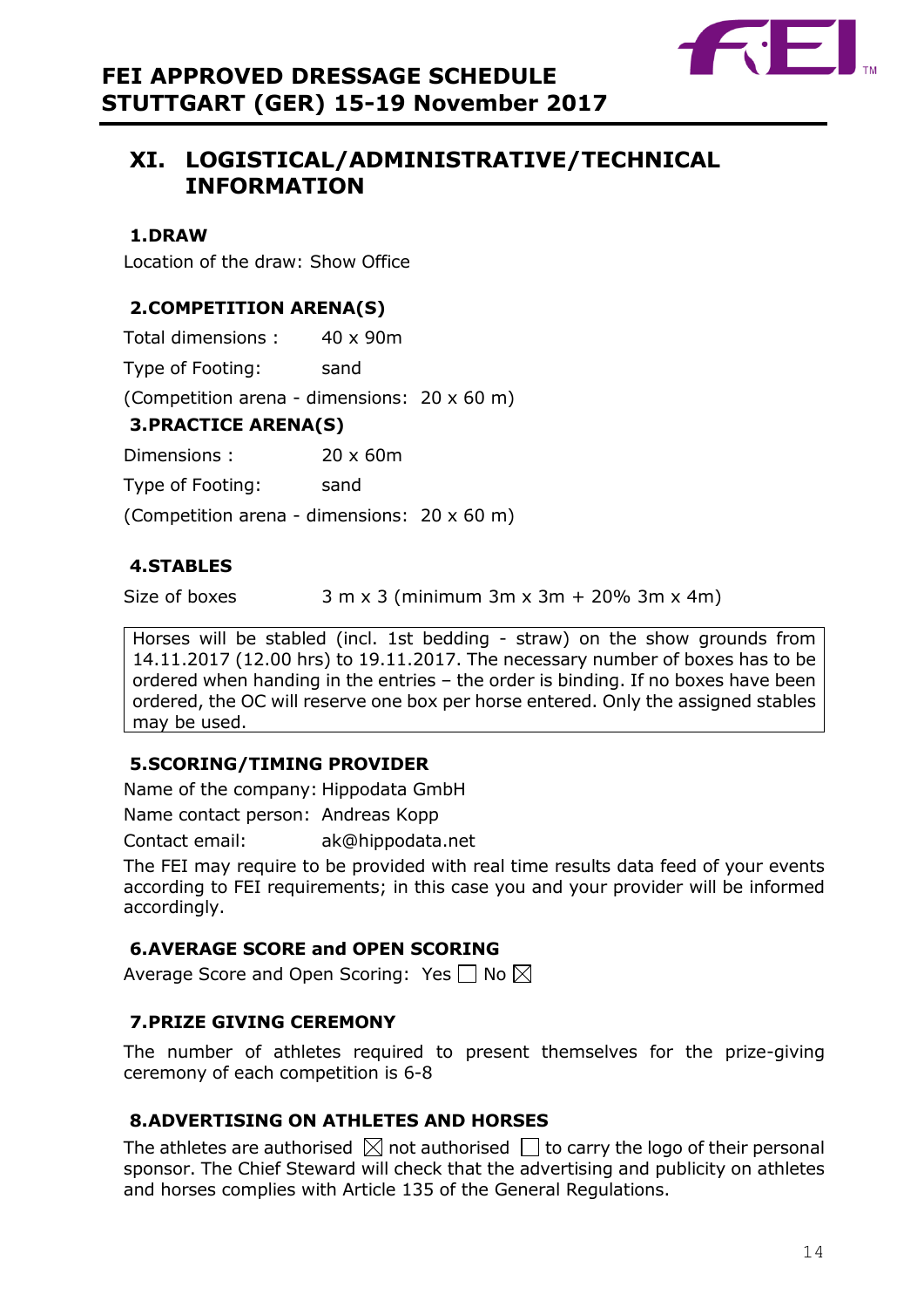# XI. LOGISTICAL/ADMINISTRATIVE/TECHNICAL INFORMATION

## 1.DRAW

Location of the draw: Show Office

## 2.COMPETITION ARENA(S)

Total dimensions : 40 x 90m

Type of Footing: sand

(Competition arena - dimensions: 20 x 60 m)

## 3.PRACTICE ARENA(S)

Dimensions : 20 x 60m

Type of Footing: sand

(Competition arena - dimensions: 20 x 60 m)

## 4.STABLES

Size of boxes 3 m x 3 (minimum 3m x 3m + 20% 3m x 4m)

Horses will be stabled (incl. 1st bedding - straw) on the show grounds from 14.11.2017 (12.00 hrs) to 19.11.2017. The necessary number of boxes has to be ordered when handing in the entries – the order is binding. If no boxes have been ordered, the OC will reserve one box per horse entered. Only the assigned stables may be used.

## 5.SCORING/TIMING PROVIDER

Name of the company: Hippodata GmbH

Name contact person: Andreas Kopp

Contact email: ak@hippodata.net

The FEI may require to be provided with real time results data feed of your events according to FEI requirements; in this case you and your provider will be informed accordingly.

## 6.AVERAGE SCORE and OPEN SCORING

Average Score and Open Scoring: Yes ☐ No ☒

## 7.PRIZE GIVING CEREMONY

The number of athletes required to present themselves for the prize-giving ceremony of each competition is 6-8

## 8.ADVERTISING ON ATHLETES AND HORSES

The athletes are authorised ☒ not authorised ☐ to carry the logo of their personal sponsor. The Chief Steward will check that the advertising and publicity on athletes and horses complies with Article 135 of the General Regulations.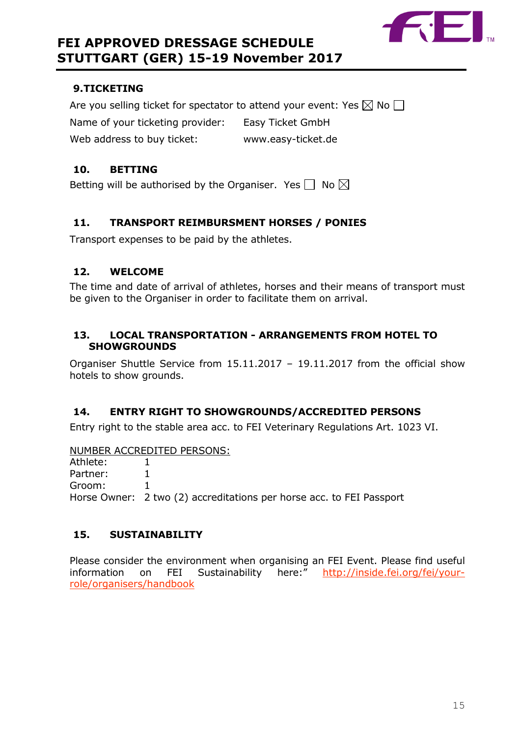## 9. TICKETING

Are you selling ticket for spectator to attend your event: Yes ☒ No ☐

Name of your ticketing provider: Easy Ticket GmbH

Web address to buy ticket: www.easy-ticket.de

## 10. BETTING

Betting will be authorised by the Organiser. Yes ☐ No ☒

## 11. TRANSPORT REIMBURSMENT HORSES / PONIES

Transport expenses to be paid by the athletes.

## 12. WELCOME

The time and date of arrival of athletes, horses and their means of transport must be given to the Organiser in order to facilitate them on arrival.

## 13. LOCAL TRANSPORTATION - ARRANGEMENTS FROM HOTEL TO SHOWGROUNDS

Organiser Shuttle Service from 15.11.2017 – 19.11.2017 from the official show hotels to show grounds.

## 14. ENTRY RIGHT TO SHOWGROUNDS/ACCREDITED PERSONS

Entry right to the stable area acc. to FEI Veterinary Regulations Art. 1023 VI.

NUMBER ACCREDITED PERSONS:

Athlete: 1
Partner: 1
Groom: 1
Horse Owner: 2 two (2) accreditations per horse acc. to FEI Passport

## 15. SUSTAINABILITY

Please consider the environment when organising an FEI Event. Please find useful information on FEI Sustainability here:" http://inside.fei.org/fei/your-role/organisers/handbook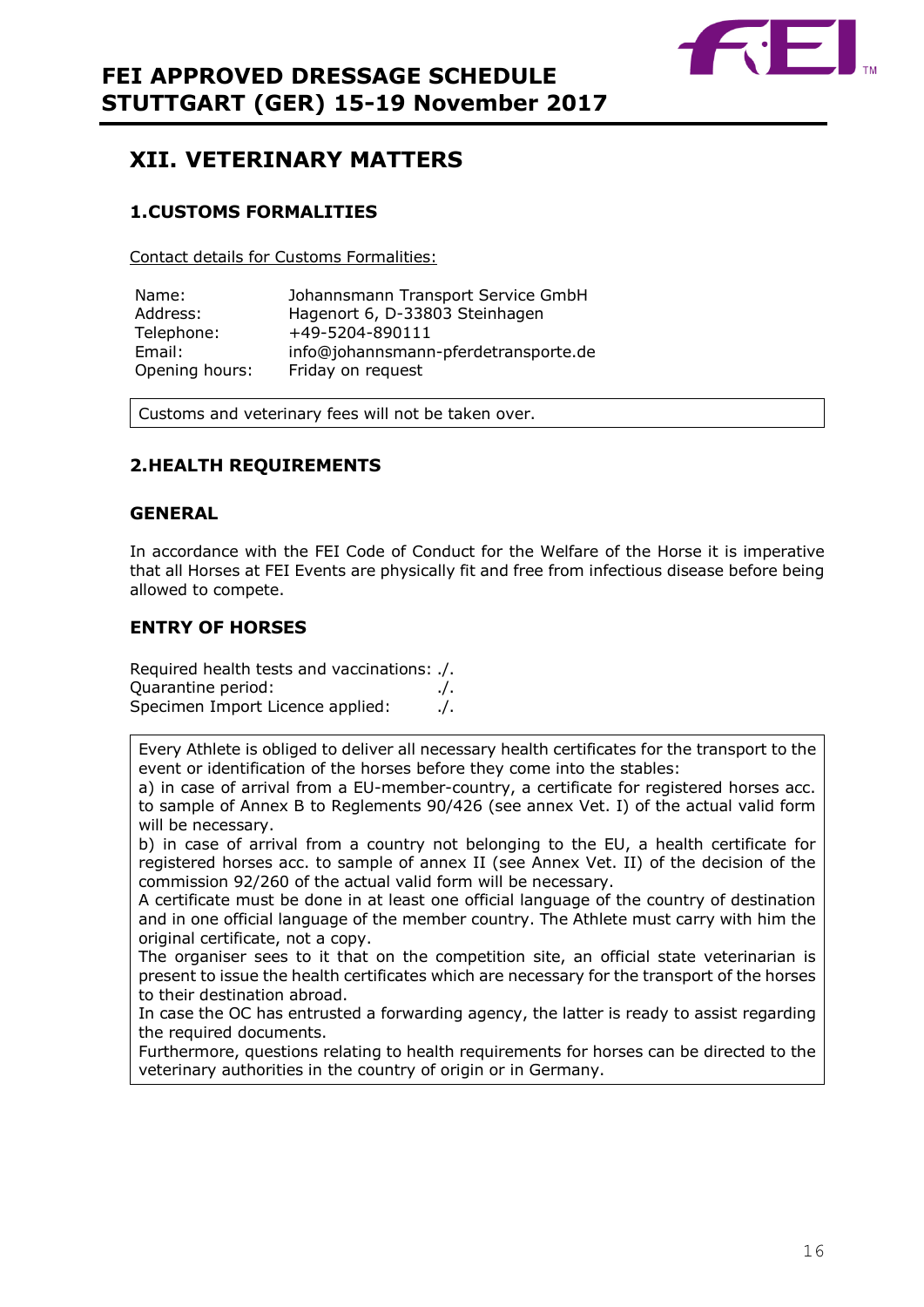## XII. VETERINARY MATTERS

### 1. CUSTOMS FORMALITIES

Contact details for Customs Formalities:

| | |
|---|---|
| Name: | Johannsmann Transport Service GmbH |
| Address: | Hagenort 6, D-33803 Steinhagen |
| Telephone: | +49-5204-890111 |
| Email: | info@johannsmann-pferdetransporte.de |
| Opening hours: | Friday on request |

Customs and veterinary fees will not be taken over.

### 2. HEALTH REQUIREMENTS

#### GENERAL

In accordance with the FEI Code of Conduct for the Welfare of the Horse it is imperative that all Horses at FEI Events are physically fit and free from infectious disease before being allowed to compete.

#### ENTRY OF HORSES

Required health tests and vaccinations: ./.
Quarantine period: ./.
Specimen Import Licence applied: ./.

Every Athlete is obliged to deliver all necessary health certificates for the transport to the event or identification of the horses before they come into the stables:
a) in case of arrival from a EU-member-country, a certificate for registered horses acc. to sample of Annex B to Reglements 90/426 (see annex Vet. I) of the actual valid form will be necessary.
b) in case of arrival from a country not belonging to the EU, a health certificate for registered horses acc. to sample of annex II (see Annex Vet. II) of the decision of the commission 92/260 of the actual valid form will be necessary.
A certificate must be done in at least one official language of the country of destination and in one official language of the member country. The Athlete must carry with him the original certificate, not a copy.
The organiser sees to it that on the competition site, an official state veterinarian is present to issue the health certificates which are necessary for the transport of the horses to their destination abroad.
In case the OC has entrusted a forwarding agency, the latter is ready to assist regarding the required documents.
Furthermore, questions relating to health requirements for horses can be directed to the veterinary authorities in the country of origin or in Germany.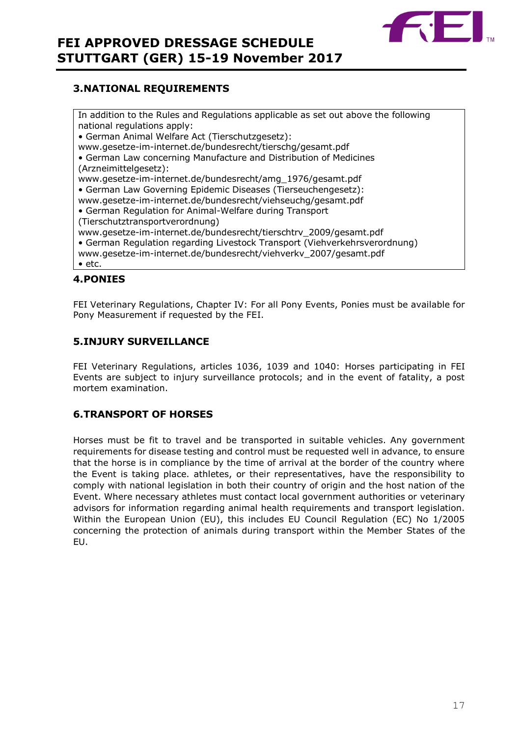## 3.NATIONAL REQUIREMENTS

In addition to the Rules and Regulations applicable as set out above the following national regulations apply:

- German Animal Welfare Act (Tierschutzgesetz): www.gesetze-im-internet.de/bundesrecht/tierschg/gesamt.pdf
- German Law concerning Manufacture and Distribution of Medicines (Arzneimittelgesetz): www.gesetze-im-internet.de/bundesrecht/amg_1976/gesamt.pdf
- German Law Governing Epidemic Diseases (Tierseuchengesetz): www.gesetze-im-internet.de/bundesrecht/viehseuchg/gesamt.pdf
- German Regulation for Animal-Welfare during Transport (Tierschutztransportverordnung) www.gesetze-im-internet.de/bundesrecht/tierschtrv_2009/gesamt.pdf
- German Regulation regarding Livestock Transport (Viehverkehrsverordnung) www.gesetze-im-internet.de/bundesrecht/viehverkv_2007/gesamt.pdf
- etc.

## 4.PONIES

FEI Veterinary Regulations, Chapter IV: For all Pony Events, Ponies must be available for Pony Measurement if requested by the FEI.

## 5.INJURY SURVEILLANCE

FEI Veterinary Regulations, articles 1036, 1039 and 1040: Horses participating in FEI Events are subject to injury surveillance protocols; and in the event of fatality, a post mortem examination.

## 6.TRANSPORT OF HORSES

Horses must be fit to travel and be transported in suitable vehicles. Any government requirements for disease testing and control must be requested well in advance, to ensure that the horse is in compliance by the time of arrival at the border of the country where the Event is taking place. athletes, or their representatives, have the responsibility to comply with national legislation in both their country of origin and the host nation of the Event. Where necessary athletes must contact local government authorities or veterinary advisors for information regarding animal health requirements and transport legislation. Within the European Union (EU), this includes EU Council Regulation (EC) No 1/2005 concerning the protection of animals during transport within the Member States of the EU.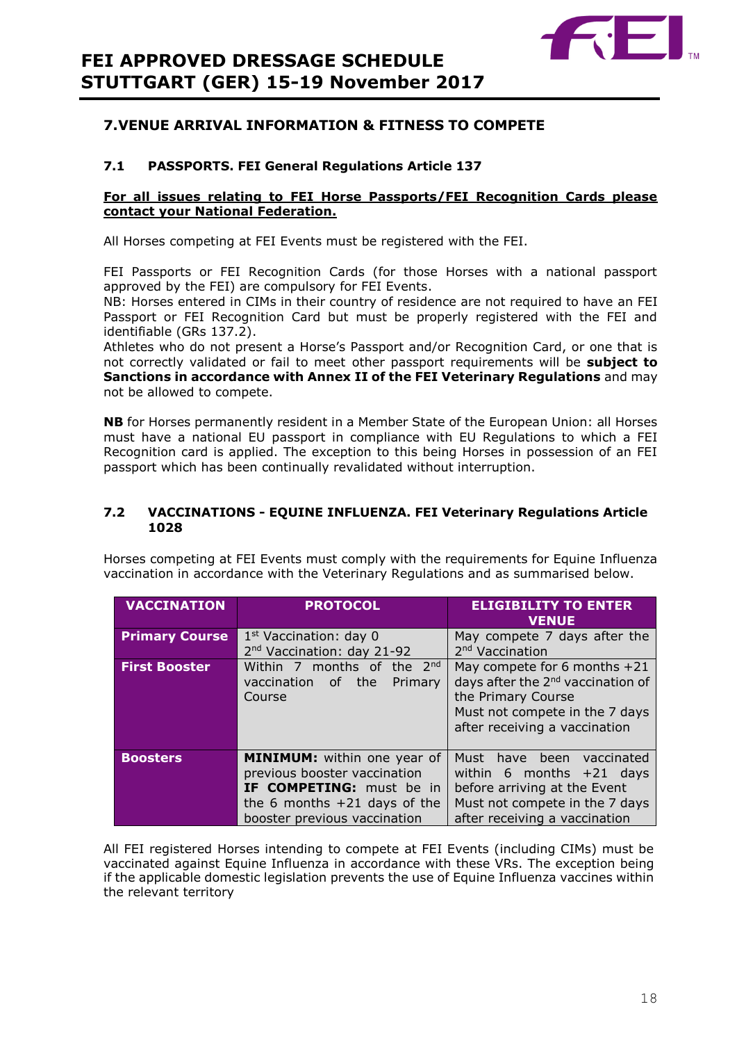## 7. VENUE ARRIVAL INFORMATION & FITNESS TO COMPETE

### 7.1 PASSPORTS. FEI General Regulations Article 137

**For all issues relating to FEI Horse Passports/FEI Recognition Cards please contact your National Federation.**

All Horses competing at FEI Events must be registered with the FEI.

FEI Passports or FEI Recognition Cards (for those Horses with a national passport approved by the FEI) are compulsory for FEI Events.
NB: Horses entered in CIMs in their country of residence are not required to have an FEI Passport or FEI Recognition Card but must be properly registered with the FEI and identifiable (GRs 137.2).
Athletes who do not present a Horse's Passport and/or Recognition Card, or one that is not correctly validated or fail to meet other passport requirements will be **subject to Sanctions in accordance with Annex II of the FEI Veterinary Regulations** and may not be allowed to compete.

**NB** for Horses permanently resident in a Member State of the European Union: all Horses must have a national EU passport in compliance with EU Regulations to which a FEI Recognition card is applied. The exception to this being Horses in possession of an FEI passport which has been continually revalidated without interruption.

### 7.2 VACCINATIONS - EQUINE INFLUENZA. FEI Veterinary Regulations Article 1028

Horses competing at FEI Events must comply with the requirements for Equine Influenza vaccination in accordance with the Veterinary Regulations and as summarised below.

| VACCINATION | PROTOCOL | ELIGIBILITY TO ENTER VENUE |
|---|---|---|
| **Primary Course** | 1st Vaccination: day 0<br>2nd Vaccination: day 21-92 | May compete 7 days after the 2nd Vaccination |
| **First Booster** | Within 7 months of the 2nd vaccination of the Primary Course | May compete for 6 months +21 days after the 2nd vaccination of the Primary Course<br>Must not compete in the 7 days after receiving a vaccination |
| **Boosters** | **MINIMUM:** within one year of previous booster vaccination<br>**IF COMPETING:** must be in the 6 months +21 days of the booster previous vaccination | Must have been vaccinated within 6 months +21 days before arriving at the Event<br>Must not compete in the 7 days after receiving a vaccination |

All FEI registered Horses intending to compete at FEI Events (including CIMs) must be vaccinated against Equine Influenza in accordance with these VRs. The exception being if the applicable domestic legislation prevents the use of Equine Influenza vaccines within the relevant territory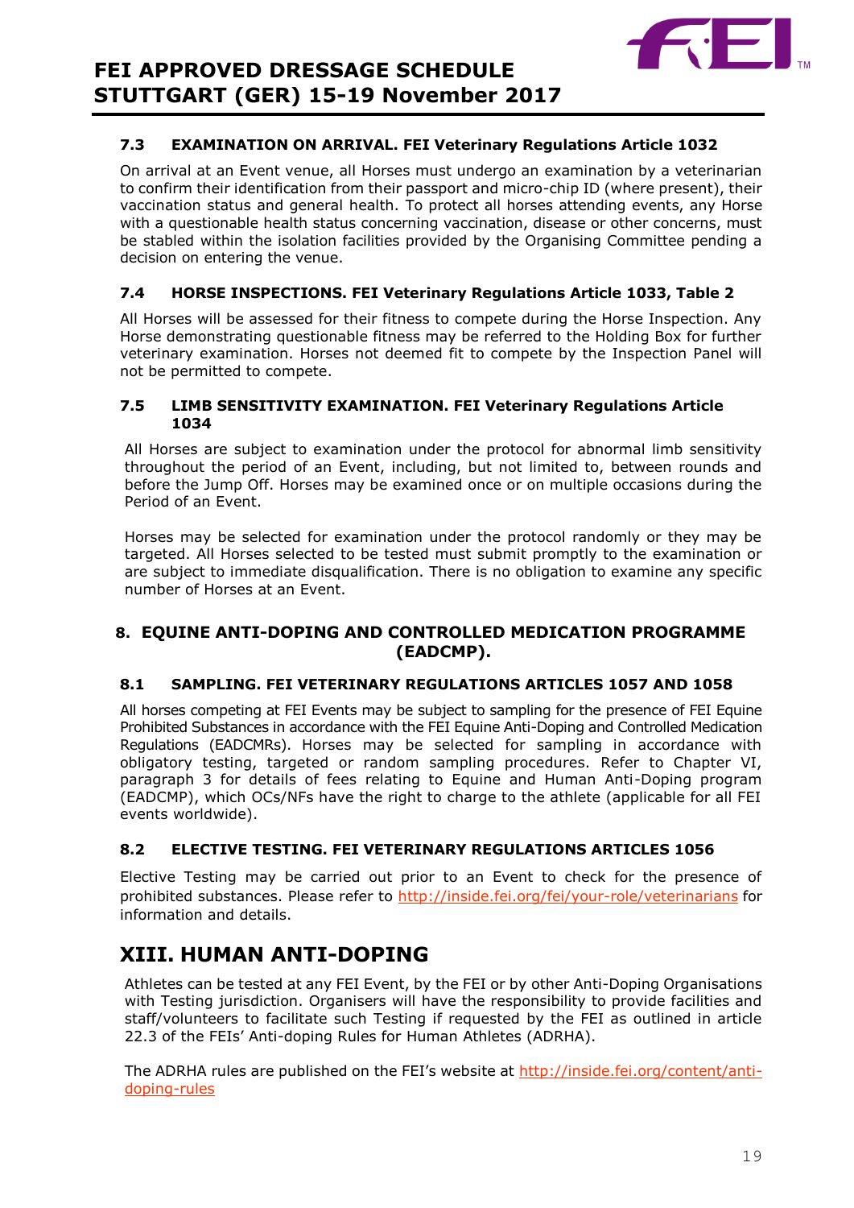### 7.3 EXAMINATION ON ARRIVAL. FEI Veterinary Regulations Article 1032

On arrival at an Event venue, all Horses must undergo an examination by a veterinarian to confirm their identification from their passport and micro-chip ID (where present), their vaccination status and general health. To protect all horses attending events, any Horse with a questionable health status concerning vaccination, disease or other concerns, must be stabled within the isolation facilities provided by the Organising Committee pending a decision on entering the venue.

### 7.4 HORSE INSPECTIONS. FEI Veterinary Regulations Article 1033, Table 2

All Horses will be assessed for their fitness to compete during the Horse Inspection. Any Horse demonstrating questionable fitness may be referred to the Holding Box for further veterinary examination. Horses not deemed fit to compete by the Inspection Panel will not be permitted to compete.

### 7.5 LIMB SENSITIVITY EXAMINATION. FEI Veterinary Regulations Article 1034

All Horses are subject to examination under the protocol for abnormal limb sensitivity throughout the period of an Event, including, but not limited to, between rounds and before the Jump Off. Horses may be examined once or on multiple occasions during the Period of an Event.

Horses may be selected for examination under the protocol randomly or they may be targeted. All Horses selected to be tested must submit promptly to the examination or are subject to immediate disqualification. There is no obligation to examine any specific number of Horses at an Event.

## 8. EQUINE ANTI-DOPING AND CONTROLLED MEDICATION PROGRAMME (EADCMP).

### 8.1 SAMPLING. FEI VETERINARY REGULATIONS ARTICLES 1057 AND 1058

All horses competing at FEI Events may be subject to sampling for the presence of FEI Equine Prohibited Substances in accordance with the FEI Equine Anti-Doping and Controlled Medication Regulations (EADCMRs). Horses may be selected for sampling in accordance with obligatory testing, targeted or random sampling procedures. Refer to Chapter VI, paragraph 3 for details of fees relating to Equine and Human Anti-Doping program (EADCMP), which OCs/NFs have the right to charge to the athlete (applicable for all FEI events worldwide).

### 8.2 ELECTIVE TESTING. FEI VETERINARY REGULATIONS ARTICLES 1056

Elective Testing may be carried out prior to an Event to check for the presence of prohibited substances. Please refer to http://inside.fei.org/fei/your-role/veterinarians for information and details.

# XIII. HUMAN ANTI-DOPING

Athletes can be tested at any FEI Event, by the FEI or by other Anti-Doping Organisations with Testing jurisdiction. Organisers will have the responsibility to provide facilities and staff/volunteers to facilitate such Testing if requested by the FEI as outlined in article 22.3 of the FEIs' Anti-doping Rules for Human Athletes (ADRHA).

The ADRHA rules are published on the FEI's website at http://inside.fei.org/content/anti-doping-rules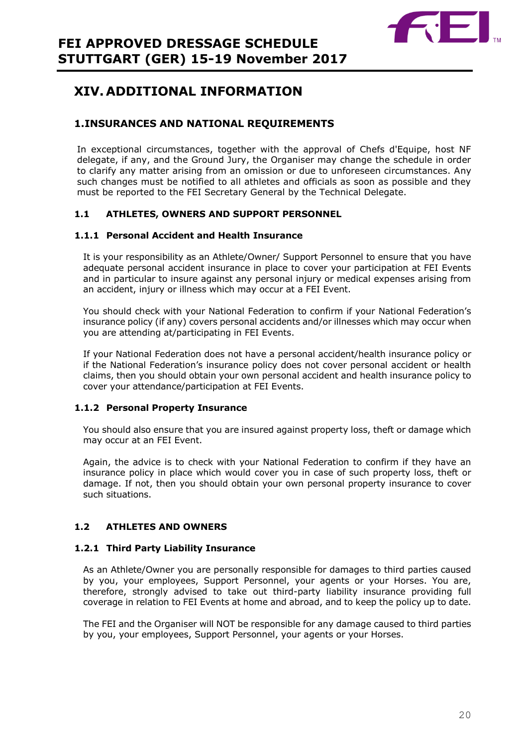# XIV. ADDITIONAL INFORMATION

## 1. INSURANCES AND NATIONAL REQUIREMENTS

In exceptional circumstances, together with the approval of Chefs d'Equipe, host NF delegate, if any, and the Ground Jury, the Organiser may change the schedule in order to clarify any matter arising from an omission or due to unforeseen circumstances. Any such changes must be notified to all athletes and officials as soon as possible and they must be reported to the FEI Secretary General by the Technical Delegate.

### 1.1 ATHLETES, OWNERS AND SUPPORT PERSONNEL

#### 1.1.1 Personal Accident and Health Insurance

It is your responsibility as an Athlete/Owner/ Support Personnel to ensure that you have adequate personal accident insurance in place to cover your participation at FEI Events and in particular to insure against any personal injury or medical expenses arising from an accident, injury or illness which may occur at a FEI Event.

You should check with your National Federation to confirm if your National Federation's insurance policy (if any) covers personal accidents and/or illnesses which may occur when you are attending at/participating in FEI Events.

If your National Federation does not have a personal accident/health insurance policy or if the National Federation's insurance policy does not cover personal accident or health claims, then you should obtain your own personal accident and health insurance policy to cover your attendance/participation at FEI Events.

#### 1.1.2 Personal Property Insurance

You should also ensure that you are insured against property loss, theft or damage which may occur at an FEI Event.

Again, the advice is to check with your National Federation to confirm if they have an insurance policy in place which would cover you in case of such property loss, theft or damage. If not, then you should obtain your own personal property insurance to cover such situations.

### 1.2 ATHLETES AND OWNERS

#### 1.2.1 Third Party Liability Insurance

As an Athlete/Owner you are personally responsible for damages to third parties caused by you, your employees, Support Personnel, your agents or your Horses. You are, therefore, strongly advised to take out third-party liability insurance providing full coverage in relation to FEI Events at home and abroad, and to keep the policy up to date.

The FEI and the Organiser will NOT be responsible for any damage caused to third parties by you, your employees, Support Personnel, your agents or your Horses.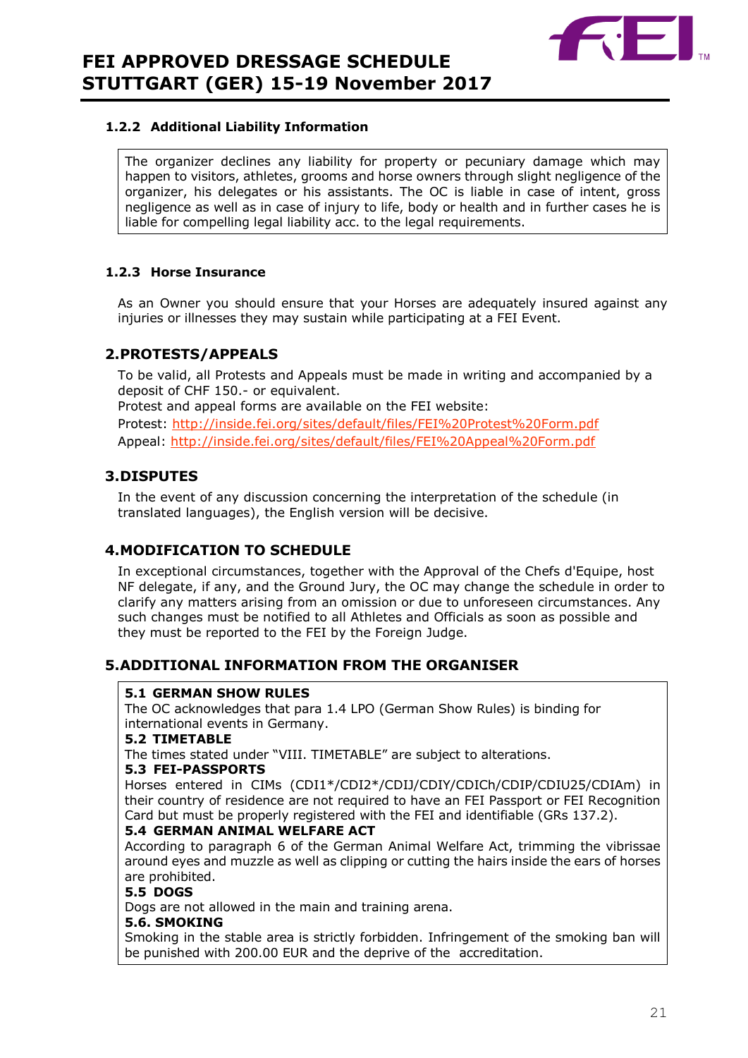### 1.2.2 Additional Liability Information

The organizer declines any liability for property or pecuniary damage which may happen to visitors, athletes, grooms and horse owners through slight negligence of the organizer, his delegates or his assistants. The OC is liable in case of intent, gross negligence as well as in case of injury to life, body or health and in further cases he is liable for compelling legal liability acc. to the legal requirements.

### 1.2.3 Horse Insurance

As an Owner you should ensure that your Horses are adequately insured against any injuries or illnesses they may sustain while participating at a FEI Event.

## 2. PROTESTS/APPEALS

To be valid, all Protests and Appeals must be made in writing and accompanied by a deposit of CHF 150.- or equivalent.
Protest and appeal forms are available on the FEI website:
Protest: http://inside.fei.org/sites/default/files/FEI%20Protest%20Form.pdf
Appeal: http://inside.fei.org/sites/default/files/FEI%20Appeal%20Form.pdf

## 3. DISPUTES

In the event of any discussion concerning the interpretation of the schedule (in translated languages), the English version will be decisive.

## 4. MODIFICATION TO SCHEDULE

In exceptional circumstances, together with the Approval of the Chefs d'Equipe, host NF delegate, if any, and the Ground Jury, the OC may change the schedule in order to clarify any matters arising from an omission or due to unforeseen circumstances. Any such changes must be notified to all Athletes and Officials as soon as possible and they must be reported to the FEI by the Foreign Judge.

## 5. ADDITIONAL INFORMATION FROM THE ORGANISER

**5.1 GERMAN SHOW RULES**
The OC acknowledges that para 1.4 LPO (German Show Rules) is binding for international events in Germany.

**5.2 TIMETABLE**
The times stated under "VIII. TIMETABLE" are subject to alterations.

**5.3 FEI-PASSPORTS**
Horses entered in CIMs (CDI1*/CDI2*/CDIJ/CDIY/CDICh/CDIP/CDIU25/CDIAm) in their country of residence are not required to have an FEI Passport or FEI Recognition Card but must be properly registered with the FEI and identifiable (GRs 137.2).

**5.4 GERMAN ANIMAL WELFARE ACT**
According to paragraph 6 of the German Animal Welfare Act, trimming the vibrissae around eyes and muzzle as well as clipping or cutting the hairs inside the ears of horses are prohibited.

**5.5 DOGS**
Dogs are not allowed in the main and training arena.

**5.6. SMOKING**
Smoking in the stable area is strictly forbidden. Infringement of the smoking ban will be punished with 200.00 EUR and the deprive of the accreditation.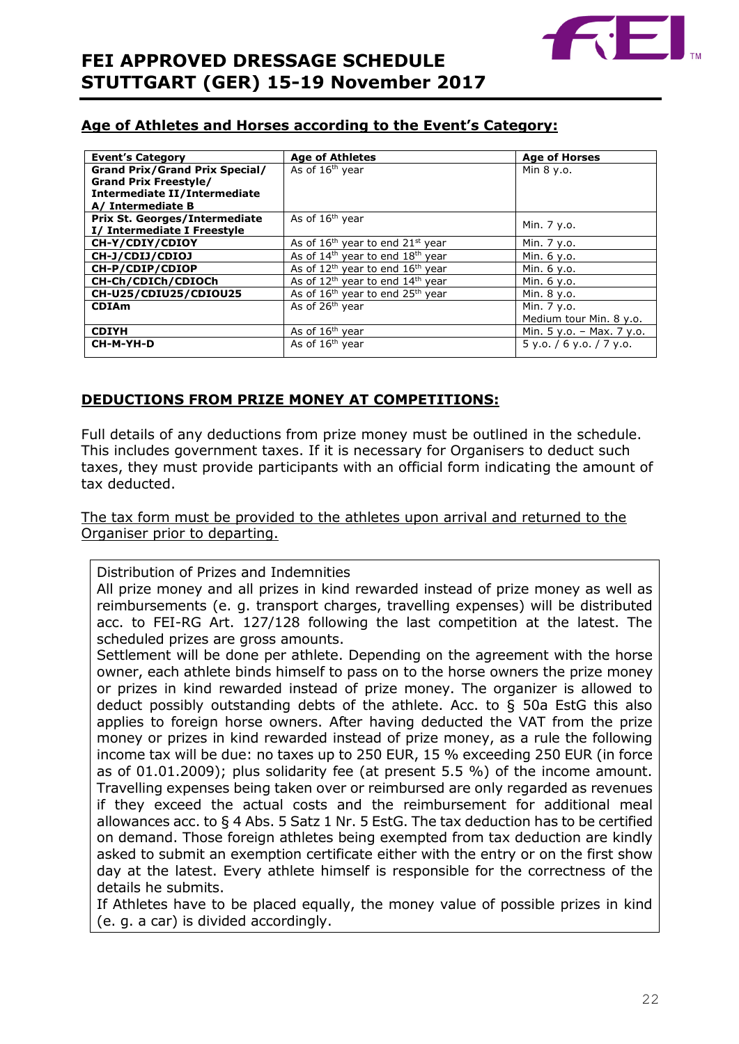## Age of Athletes and Horses according to the Event's Category:

| Event's Category | Age of Athletes | Age of Horses |
|---|---|---|
| **Grand Prix/Grand Prix Special/ Grand Prix Freestyle/ Intermediate II/Intermediate A/ Intermediate B** | As of 16th year | Min 8 y.o. |
| **Prix St. Georges/Intermediate I/ Intermediate I Freestyle** | As of 16th year | Min. 7 y.o. |
| **CH-Y/CDIY/CDIOY** | As of 16th year to end 21st year | Min. 7 y.o. |
| **CH-J/CDIJ/CDIOJ** | As of 14th year to end 18th year | Min. 6 y.o. |
| **CH-P/CDIP/CDIOP** | As of 12th year to end 16th year | Min. 6 y.o. |
| **CH-Ch/CDICh/CDIOCh** | As of 12th year to end 14th year | Min. 6 y.o. |
| **CH-U25/CDIU25/CDIOU25** | As of 16th year to end 25th year | Min. 8 y.o. |
| **CDIAm** | As of 26th year | Min. 7 y.o. Medium tour Min. 8 y.o. |
| **CDIYH** | As of 16th year | Min. 5 y.o. – Max. 7 y.o. |
| **CH-M-YH-D** | As of 16th year | 5 y.o. / 6 y.o. / 7 y.o. |

## DEDUCTIONS FROM PRIZE MONEY AT COMPETITIONS:

Full details of any deductions from prize money must be outlined in the schedule. This includes government taxes. If it is necessary for Organisers to deduct such taxes, they must provide participants with an official form indicating the amount of tax deducted.

The tax form must be provided to the athletes upon arrival and returned to the Organiser prior to departing.

Distribution of Prizes and Indemnities

All prize money and all prizes in kind rewarded instead of prize money as well as reimbursements (e. g. transport charges, travelling expenses) will be distributed acc. to FEI-RG Art. 127/128 following the last competition at the latest. The scheduled prizes are gross amounts.

Settlement will be done per athlete. Depending on the agreement with the horse owner, each athlete binds himself to pass on to the horse owners the prize money or prizes in kind rewarded instead of prize money. The organizer is allowed to deduct possibly outstanding debts of the athlete. Acc. to § 50a EstG this also applies to foreign horse owners. After having deducted the VAT from the prize money or prizes in kind rewarded instead of prize money, as a rule the following income tax will be due: no taxes up to 250 EUR, 15 % exceeding 250 EUR (in force as of 01.01.2009); plus solidarity fee (at present 5.5 %) of the income amount. Travelling expenses being taken over or reimbursed are only regarded as revenues if they exceed the actual costs and the reimbursement for additional meal allowances acc. to § 4 Abs. 5 Satz 1 Nr. 5 EstG. The tax deduction has to be certified on demand. Those foreign athletes being exempted from tax deduction are kindly asked to submit an exemption certificate either with the entry or on the first show day at the latest. Every athlete himself is responsible for the correctness of the details he submits.

If Athletes have to be placed equally, the money value of possible prizes in kind (e. g. a car) is divided accordingly.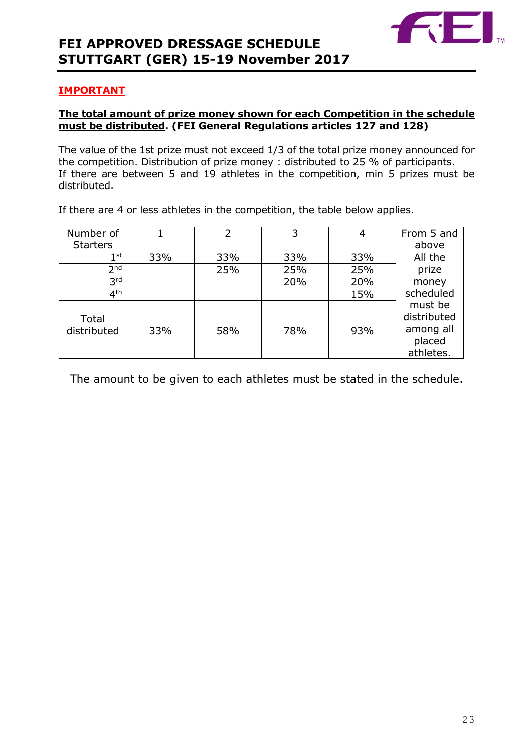**IMPORTANT**

**The total amount of prize money shown for each Competition in the schedule must be distributed. (FEI General Regulations articles 127 and 128)**

The value of the 1st prize must not exceed 1/3 of the total prize money announced for the competition. Distribution of prize money : distributed to 25 % of participants.
If there are between 5 and 19 athletes in the competition, min 5 prizes must be distributed.

If there are 4 or less athletes in the competition, the table below applies.

| Number of Starters | 1 | 2 | 3 | 4 | From 5 and above |
|---|---|---|---|---|---|
| 1st | 33% | 33% | 33% | 33% | All the prize money scheduled must be distributed among all placed athletes. |
| 2nd | | 25% | 25% | 25% | |
| 3rd | | | 20% | 20% | |
| 4th | | | | 15% | |
| Total distributed | 33% | 58% | 78% | 93% | |

The amount to be given to each athletes must be stated in the schedule.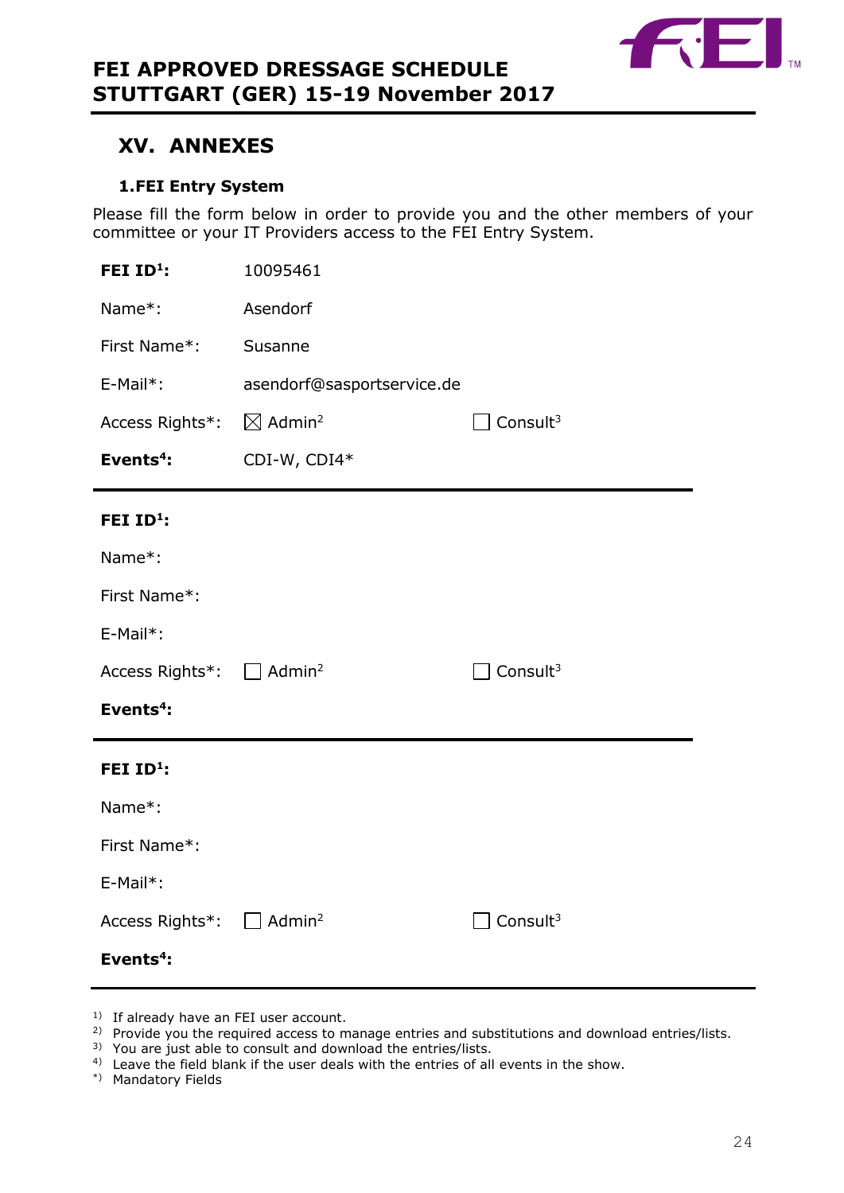# XV. ANNEXES

### 1. FEI Entry System

Please fill the form below in order to provide you and the other members of your committee or your IT Providers access to the FEI Entry System.

| | | |
|---|---|---|
| **FEI ID[1]:** | 10095461 | |
| Name*: | Asendorf | |
| First Name*: | Susanne | |
| E-Mail*: | asendorf@sasportservice.de | |
| Access Rights*: | ☒ Admin[2] | ☐ Consult[3] |
| **Events[4]:** | CDI-W, CDI4* | |

---

| | | |
|---|---|---|
| **FEI ID[1]:** | | |
| Name*: | | |
| First Name*: | | |
| E-Mail*: | | |
| Access Rights*: | ☐ Admin[2] | ☐ Consult[3] |
| **Events[4]:** | | |

---

| | | |
|---|---|---|
| **FEI ID[1]:** | | |
| Name*: | | |
| First Name*: | | |
| E-Mail*: | | |
| Access Rights*: | ☐ Admin[2] | ☐ Consult[3] |
| **Events[4]:** | | |

---

1) If already have an FEI user account.
2) Provide you the required access to manage entries and substitutions and download entries/lists.
3) You are just able to consult and download the entries/lists.
4) Leave the field blank if the user deals with the entries of all events in the show.
*) Mandatory Fields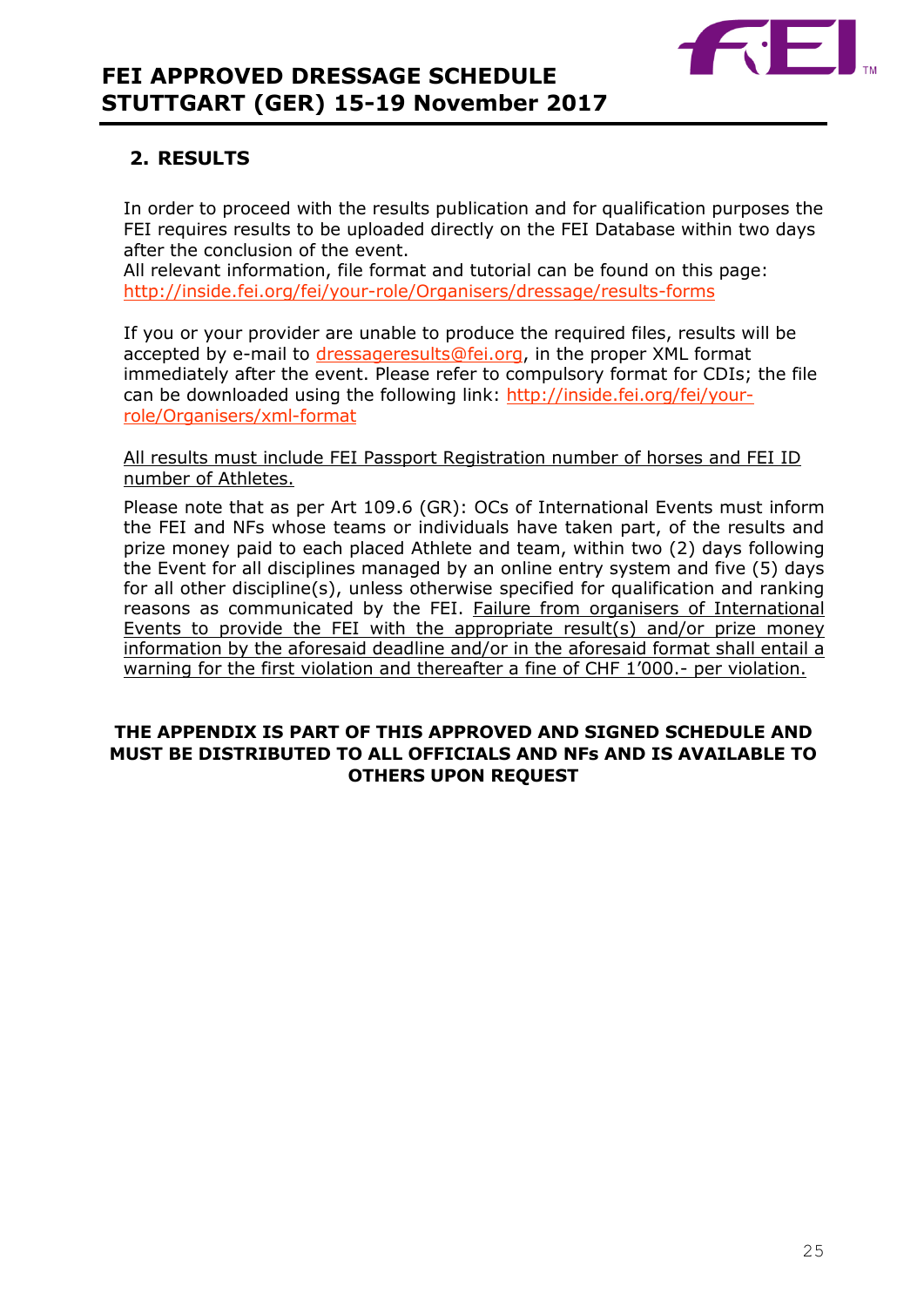## 2. RESULTS

In order to proceed with the results publication and for qualification purposes the FEI requires results to be uploaded directly on the FEI Database within two days after the conclusion of the event.
All relevant information, file format and tutorial can be found on this page: http://inside.fei.org/fei/your-role/Organisers/dressage/results-forms

If you or your provider are unable to produce the required files, results will be accepted by e-mail to dressageresults@fei.org, in the proper XML format immediately after the event. Please refer to compulsory format for CDIs; the file can be downloaded using the following link: http://inside.fei.org/fei/your-role/Organisers/xml-format

All results must include FEI Passport Registration number of horses and FEI ID number of Athletes.

Please note that as per Art 109.6 (GR): OCs of International Events must inform the FEI and NFs whose teams or individuals have taken part, of the results and prize money paid to each placed Athlete and team, within two (2) days following the Event for all disciplines managed by an online entry system and five (5) days for all other discipline(s), unless otherwise specified for qualification and ranking reasons as communicated by the FEI. Failure from organisers of International Events to provide the FEI with the appropriate result(s) and/or prize money information by the aforesaid deadline and/or in the aforesaid format shall entail a warning for the first violation and thereafter a fine of CHF 1'000.- per violation.

**THE APPENDIX IS PART OF THIS APPROVED AND SIGNED SCHEDULE AND MUST BE DISTRIBUTED TO ALL OFFICIALS AND NFs AND IS AVAILABLE TO OTHERS UPON REQUEST**